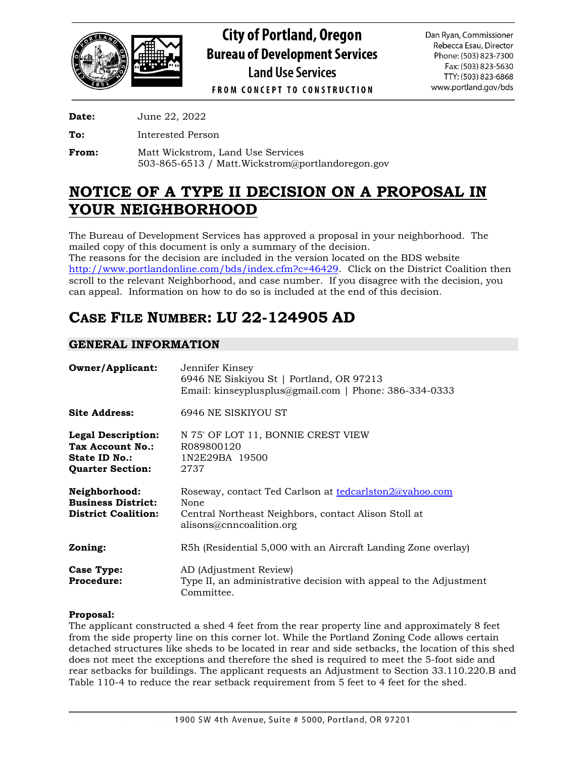# City of Portland, Oregon
## Bureau of Development Services
### Land Use Services

FROM CONCEPT TO CONSTRUCTION

Dan Ryan, Commissioner
Rebecca Esau, Director
Phone: (503) 823-7300
Fax: (503) 823-5630
TTY: (503) 823-6868
www.portland.gov/bds

**Date:** June 22, 2022

**To:** Interested Person

**From:** Matt Wickstrom, Land Use Services
503-865-6513 / Matt.Wickstrom@portlandoregon.gov

# NOTICE OF A TYPE II DECISION ON A PROPOSAL IN YOUR NEIGHBORHOOD

The Bureau of Development Services has approved a proposal in your neighborhood. The mailed copy of this document is only a summary of the decision.
The reasons for the decision are included in the version located on the BDS website http://www.portlandonline.com/bds/index.cfm?c=46429. Click on the District Coalition then scroll to the relevant Neighborhood, and case number. If you disagree with the decision, you can appeal. Information on how to do so is included at the end of this decision.

## CASE FILE NUMBER: LU 22-124905 AD

### GENERAL INFORMATION

**Owner/Applicant:** Jennifer Kinsey
6946 NE Siskiyou St | Portland, OR 97213
Email: kinseyplusplus@gmail.com | Phone: 386-334-0333

**Site Address:** 6946 NE SISKIYOU ST

**Legal Description:** N 75' OF LOT 11, BONNIE CREST VIEW
**Tax Account No.:** R089800120
**State ID No.:** 1N2E29BA 19500
**Quarter Section:** 2737

**Neighborhood:** Roseway, contact Ted Carlson at tedcarlston2@yahoo.com
**Business District:** None
**District Coalition:** Central Northeast Neighbors, contact Alison Stoll at alisons@cnncoalition.org

**Zoning:** R5h (Residential 5,000 with an Aircraft Landing Zone overlay)

**Case Type:** AD (Adjustment Review)
**Procedure:** Type II, an administrative decision with appeal to the Adjustment Committee.

**Proposal:**
The applicant constructed a shed 4 feet from the rear property line and approximately 8 feet from the side property line on this corner lot. While the Portland Zoning Code allows certain detached structures like sheds to be located in rear and side setbacks, the location of this shed does not meet the exceptions and therefore the shed is required to meet the 5-foot side and rear setbacks for buildings. The applicant requests an Adjustment to Section 33.110.220.B and Table 110-4 to reduce the rear setback requirement from 5 feet to 4 feet for the shed.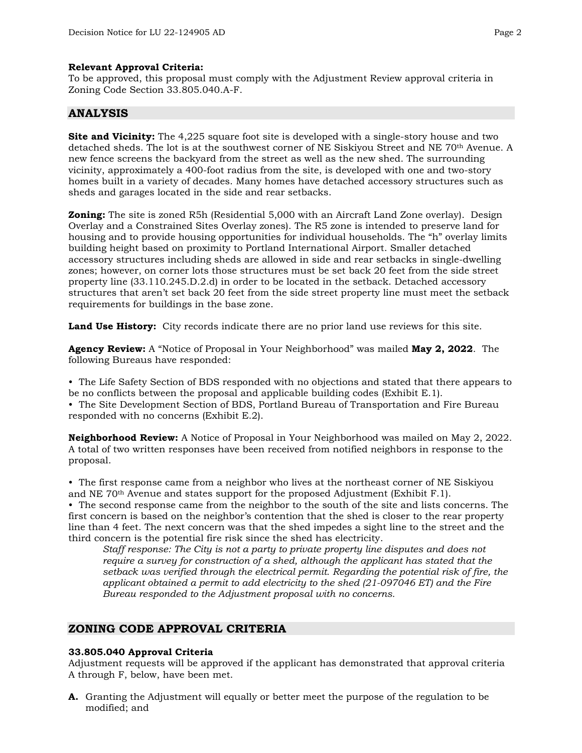**Relevant Approval Criteria:**
To be approved, this proposal must comply with the Adjustment Review approval criteria in Zoning Code Section 33.805.040.A-F.

## ANALYSIS

**Site and Vicinity:** The 4,225 square foot site is developed with a single-story house and two detached sheds. The lot is at the southwest corner of NE Siskiyou Street and NE 70th Avenue. A new fence screens the backyard from the street as well as the new shed. The surrounding vicinity, approximately a 400-foot radius from the site, is developed with one and two-story homes built in a variety of decades. Many homes have detached accessory structures such as sheds and garages located in the side and rear setbacks.

**Zoning:** The site is zoned R5h (Residential 5,000 with an Aircraft Land Zone overlay). Design Overlay and a Constrained Sites Overlay zones). The R5 zone is intended to preserve land for housing and to provide housing opportunities for individual households. The "h" overlay limits building height based on proximity to Portland International Airport. Smaller detached accessory structures including sheds are allowed in side and rear setbacks in single-dwelling zones; however, on corner lots those structures must be set back 20 feet from the side street property line (33.110.245.D.2.d) in order to be located in the setback. Detached accessory structures that aren't set back 20 feet from the side street property line must meet the setback requirements for buildings in the base zone.

**Land Use History:** City records indicate there are no prior land use reviews for this site.

**Agency Review:** A "Notice of Proposal in Your Neighborhood" was mailed **May 2, 2022**. The following Bureaus have responded:

- The Life Safety Section of BDS responded with no objections and stated that there appears to be no conflicts between the proposal and applicable building codes (Exhibit E.1).
- The Site Development Section of BDS, Portland Bureau of Transportation and Fire Bureau responded with no concerns (Exhibit E.2).

**Neighborhood Review:** A Notice of Proposal in Your Neighborhood was mailed on May 2, 2022. A total of two written responses have been received from notified neighbors in response to the proposal.

- The first response came from a neighbor who lives at the northeast corner of NE Siskiyou and NE 70th Avenue and states support for the proposed Adjustment (Exhibit F.1).
- The second response came from the neighbor to the south of the site and lists concerns. The first concern is based on the neighbor's contention that the shed is closer to the rear property line than 4 feet. The next concern was that the shed impedes a sight line to the street and the third concern is the potential fire risk since the shed has electricity.

  *Staff response: The City is not a party to private property line disputes and does not require a survey for construction of a shed, although the applicant has stated that the setback was verified through the electrical permit. Regarding the potential risk of fire, the applicant obtained a permit to add electricity to the shed (21-097046 ET) and the Fire Bureau responded to the Adjustment proposal with no concerns.*

## ZONING CODE APPROVAL CRITERIA

**33.805.040 Approval Criteria**
Adjustment requests will be approved if the applicant has demonstrated that approval criteria A through F, below, have been met.

**A.** Granting the Adjustment will equally or better meet the purpose of the regulation to be modified; and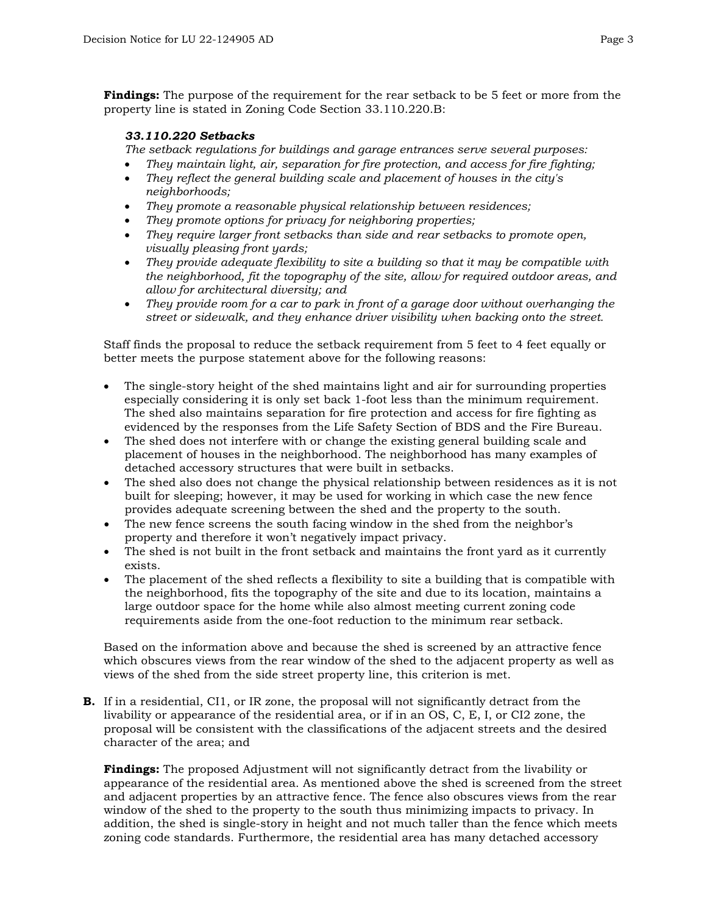**Findings:** The purpose of the requirement for the rear setback to be 5 feet or more from the property line is stated in Zoning Code Section 33.110.220.B:

> ***33.110.220 Setbacks***
>
> *The setback regulations for buildings and garage entrances serve several purposes:*
>
> - *They maintain light, air, separation for fire protection, and access for fire fighting;*
> - *They reflect the general building scale and placement of houses in the city's neighborhoods;*
> - *They promote a reasonable physical relationship between residences;*
> - *They promote options for privacy for neighboring properties;*
> - *They require larger front setbacks than side and rear setbacks to promote open, visually pleasing front yards;*
> - *They provide adequate flexibility to site a building so that it may be compatible with the neighborhood, fit the topography of the site, allow for required outdoor areas, and allow for architectural diversity; and*
> - *They provide room for a car to park in front of a garage door without overhanging the street or sidewalk, and they enhance driver visibility when backing onto the street.*

Staff finds the proposal to reduce the setback requirement from 5 feet to 4 feet equally or better meets the purpose statement above for the following reasons:

- The single-story height of the shed maintains light and air for surrounding properties especially considering it is only set back 1-foot less than the minimum requirement. The shed also maintains separation for fire protection and access for fire fighting as evidenced by the responses from the Life Safety Section of BDS and the Fire Bureau.
- The shed does not interfere with or change the existing general building scale and placement of houses in the neighborhood. The neighborhood has many examples of detached accessory structures that were built in setbacks.
- The shed also does not change the physical relationship between residences as it is not built for sleeping; however, it may be used for working in which case the new fence provides adequate screening between the shed and the property to the south.
- The new fence screens the south facing window in the shed from the neighbor's property and therefore it won't negatively impact privacy.
- The shed is not built in the front setback and maintains the front yard as it currently exists.
- The placement of the shed reflects a flexibility to site a building that is compatible with the neighborhood, fits the topography of the site and due to its location, maintains a large outdoor space for the home while also almost meeting current zoning code requirements aside from the one-foot reduction to the minimum rear setback.

Based on the information above and because the shed is screened by an attractive fence which obscures views from the rear window of the shed to the adjacent property as well as views of the shed from the side street property line, this criterion is met.

**B.** If in a residential, CI1, or IR zone, the proposal will not significantly detract from the livability or appearance of the residential area, or if in an OS, C, E, I, or CI2 zone, the proposal will be consistent with the classifications of the adjacent streets and the desired character of the area; and

**Findings:** The proposed Adjustment will not significantly detract from the livability or appearance of the residential area. As mentioned above the shed is screened from the street and adjacent properties by an attractive fence. The fence also obscures views from the rear window of the shed to the property to the south thus minimizing impacts to privacy. In addition, the shed is single-story in height and not much taller than the fence which meets zoning code standards. Furthermore, the residential area has many detached accessory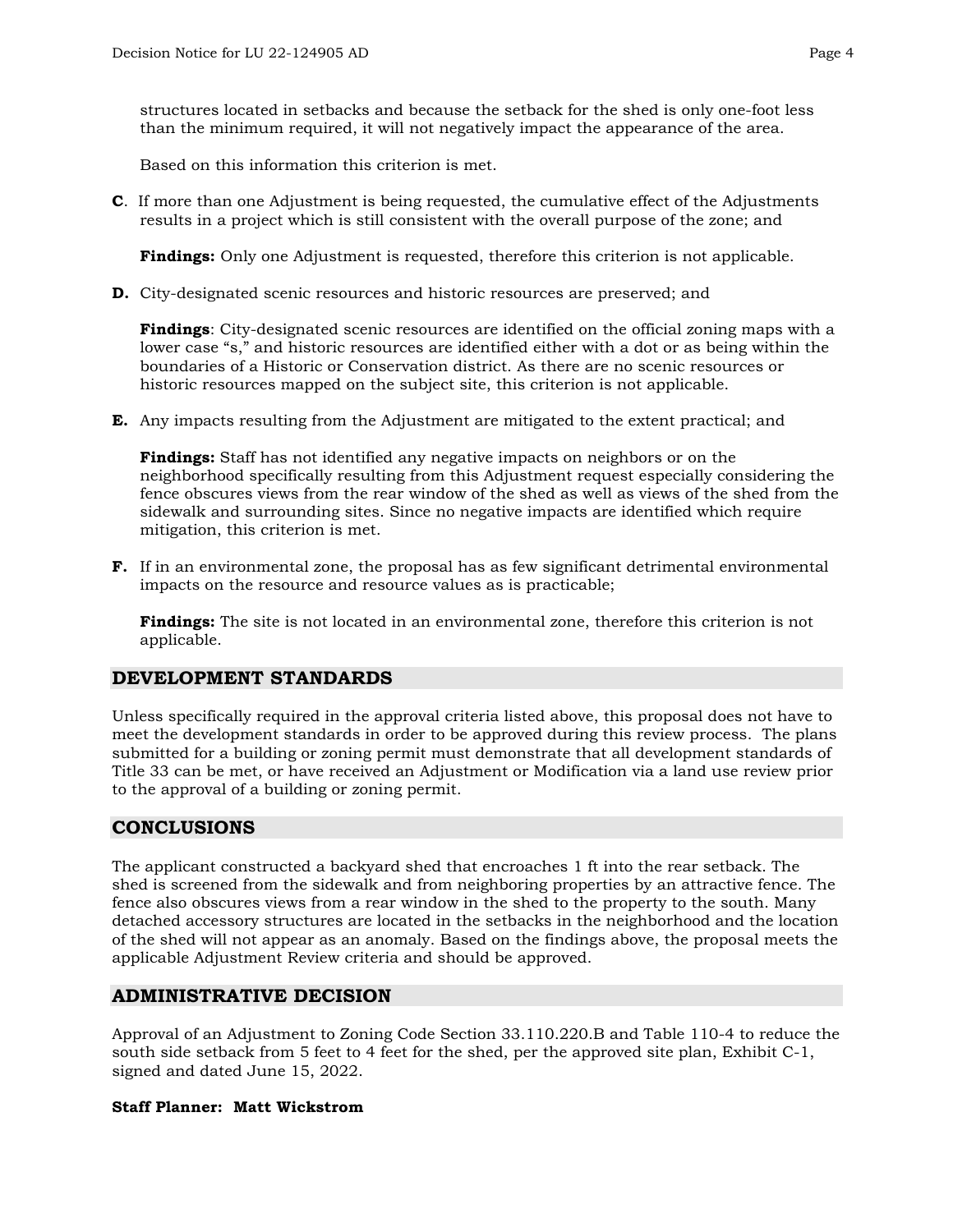structures located in setbacks and because the setback for the shed is only one-foot less than the minimum required, it will not negatively impact the appearance of the area.

Based on this information this criterion is met.

**C**. If more than one Adjustment is being requested, the cumulative effect of the Adjustments results in a project which is still consistent with the overall purpose of the zone; and

**Findings:** Only one Adjustment is requested, therefore this criterion is not applicable.

**D.** City-designated scenic resources and historic resources are preserved; and

**Findings**: City-designated scenic resources are identified on the official zoning maps with a lower case "s," and historic resources are identified either with a dot or as being within the boundaries of a Historic or Conservation district. As there are no scenic resources or historic resources mapped on the subject site, this criterion is not applicable.

**E.** Any impacts resulting from the Adjustment are mitigated to the extent practical; and

**Findings:** Staff has not identified any negative impacts on neighbors or on the neighborhood specifically resulting from this Adjustment request especially considering the fence obscures views from the rear window of the shed as well as views of the shed from the sidewalk and surrounding sites. Since no negative impacts are identified which require mitigation, this criterion is met.

**F.** If in an environmental zone, the proposal has as few significant detrimental environmental impacts on the resource and resource values as is practicable;

**Findings:** The site is not located in an environmental zone, therefore this criterion is not applicable.

## DEVELOPMENT STANDARDS

Unless specifically required in the approval criteria listed above, this proposal does not have to meet the development standards in order to be approved during this review process. The plans submitted for a building or zoning permit must demonstrate that all development standards of Title 33 can be met, or have received an Adjustment or Modification via a land use review prior to the approval of a building or zoning permit.

## CONCLUSIONS

The applicant constructed a backyard shed that encroaches 1 ft into the rear setback. The shed is screened from the sidewalk and from neighboring properties by an attractive fence. The fence also obscures views from a rear window in the shed to the property to the south. Many detached accessory structures are located in the setbacks in the neighborhood and the location of the shed will not appear as an anomaly. Based on the findings above, the proposal meets the applicable Adjustment Review criteria and should be approved.

## ADMINISTRATIVE DECISION

Approval of an Adjustment to Zoning Code Section 33.110.220.B and Table 110-4 to reduce the south side setback from 5 feet to 4 feet for the shed, per the approved site plan, Exhibit C-1, signed and dated June 15, 2022.

**Staff Planner: Matt Wickstrom**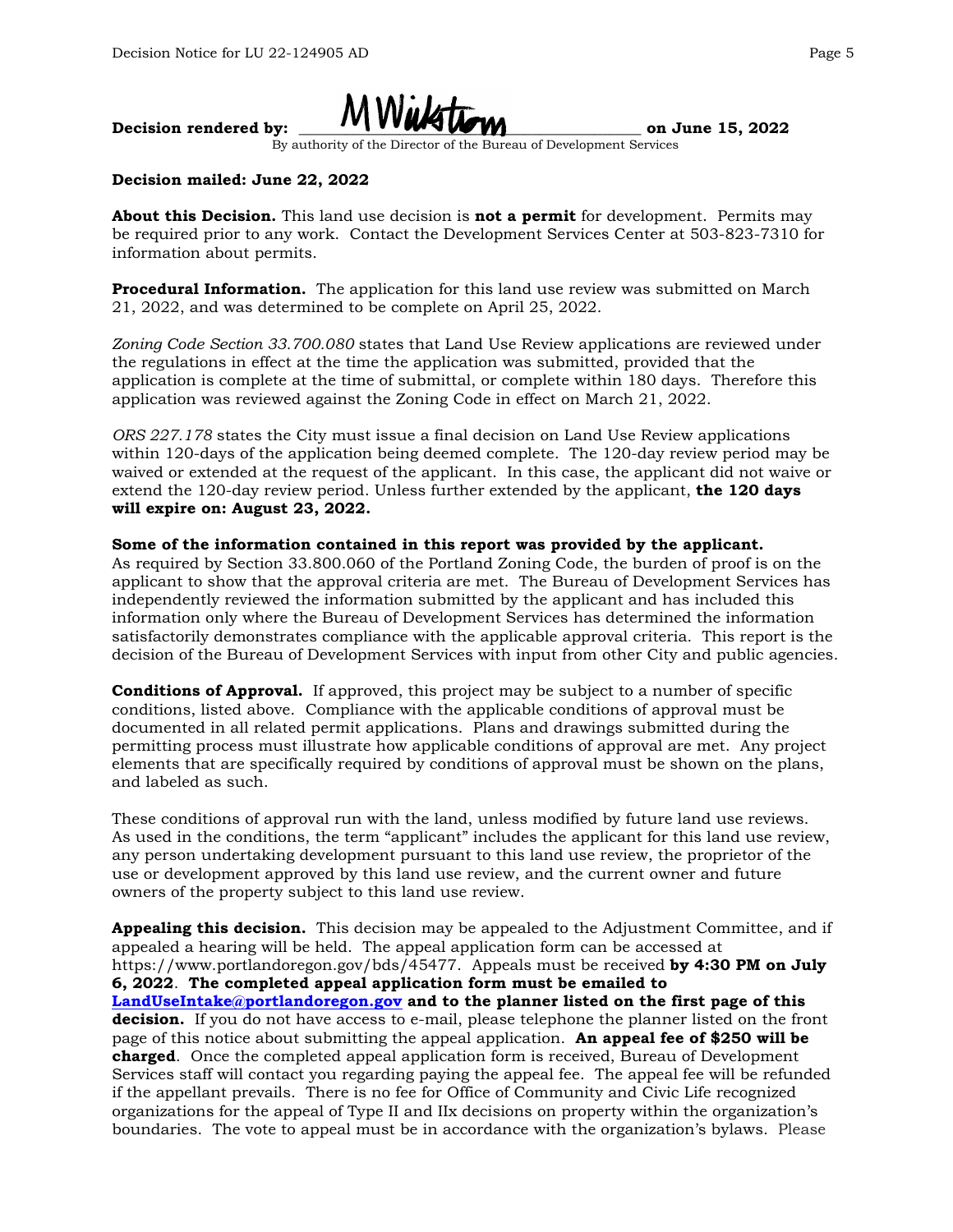**Decision rendered by:** ______M Wikstrom______ **on June 15, 2022**

By authority of the Director of the Bureau of Development Services

**Decision mailed: June 22, 2022**

**About this Decision.** This land use decision is **not a permit** for development. Permits may be required prior to any work. Contact the Development Services Center at 503-823-7310 for information about permits.

**Procedural Information.** The application for this land use review was submitted on March 21, 2022, and was determined to be complete on April 25, 2022.

*Zoning Code Section 33.700.080* states that Land Use Review applications are reviewed under the regulations in effect at the time the application was submitted, provided that the application is complete at the time of submittal, or complete within 180 days. Therefore this application was reviewed against the Zoning Code in effect on March 21, 2022.

*ORS 227.178* states the City must issue a final decision on Land Use Review applications within 120-days of the application being deemed complete. The 120-day review period may be waived or extended at the request of the applicant. In this case, the applicant did not waive or extend the 120-day review period. Unless further extended by the applicant, **the 120 days will expire on: August 23, 2022.**

**Some of the information contained in this report was provided by the applicant.**
As required by Section 33.800.060 of the Portland Zoning Code, the burden of proof is on the applicant to show that the approval criteria are met. The Bureau of Development Services has independently reviewed the information submitted by the applicant and has included this information only where the Bureau of Development Services has determined the information satisfactorily demonstrates compliance with the applicable approval criteria. This report is the decision of the Bureau of Development Services with input from other City and public agencies.

**Conditions of Approval.** If approved, this project may be subject to a number of specific conditions, listed above. Compliance with the applicable conditions of approval must be documented in all related permit applications. Plans and drawings submitted during the permitting process must illustrate how applicable conditions of approval are met. Any project elements that are specifically required by conditions of approval must be shown on the plans, and labeled as such.

These conditions of approval run with the land, unless modified by future land use reviews. As used in the conditions, the term "applicant" includes the applicant for this land use review, any person undertaking development pursuant to this land use review, the proprietor of the use or development approved by this land use review, and the current owner and future owners of the property subject to this land use review.

**Appealing this decision.** This decision may be appealed to the Adjustment Committee, and if appealed a hearing will be held. The appeal application form can be accessed at https://www.portlandoregon.gov/bds/45477. Appeals must be received **by 4:30 PM on July 6, 2022**. **The completed appeal application form must be emailed to [LandUseIntake@portlandoregon.gov](mailto:LandUseIntake@portlandoregon.gov) and to the planner listed on the first page of this decision.** If you do not have access to e-mail, please telephone the planner listed on the front page of this notice about submitting the appeal application. **An appeal fee of $250 will be charged**. Once the completed appeal application form is received, Bureau of Development Services staff will contact you regarding paying the appeal fee. The appeal fee will be refunded if the appellant prevails. There is no fee for Office of Community and Civic Life recognized organizations for the appeal of Type II and IIx decisions on property within the organization's boundaries. The vote to appeal must be in accordance with the organization's bylaws. Please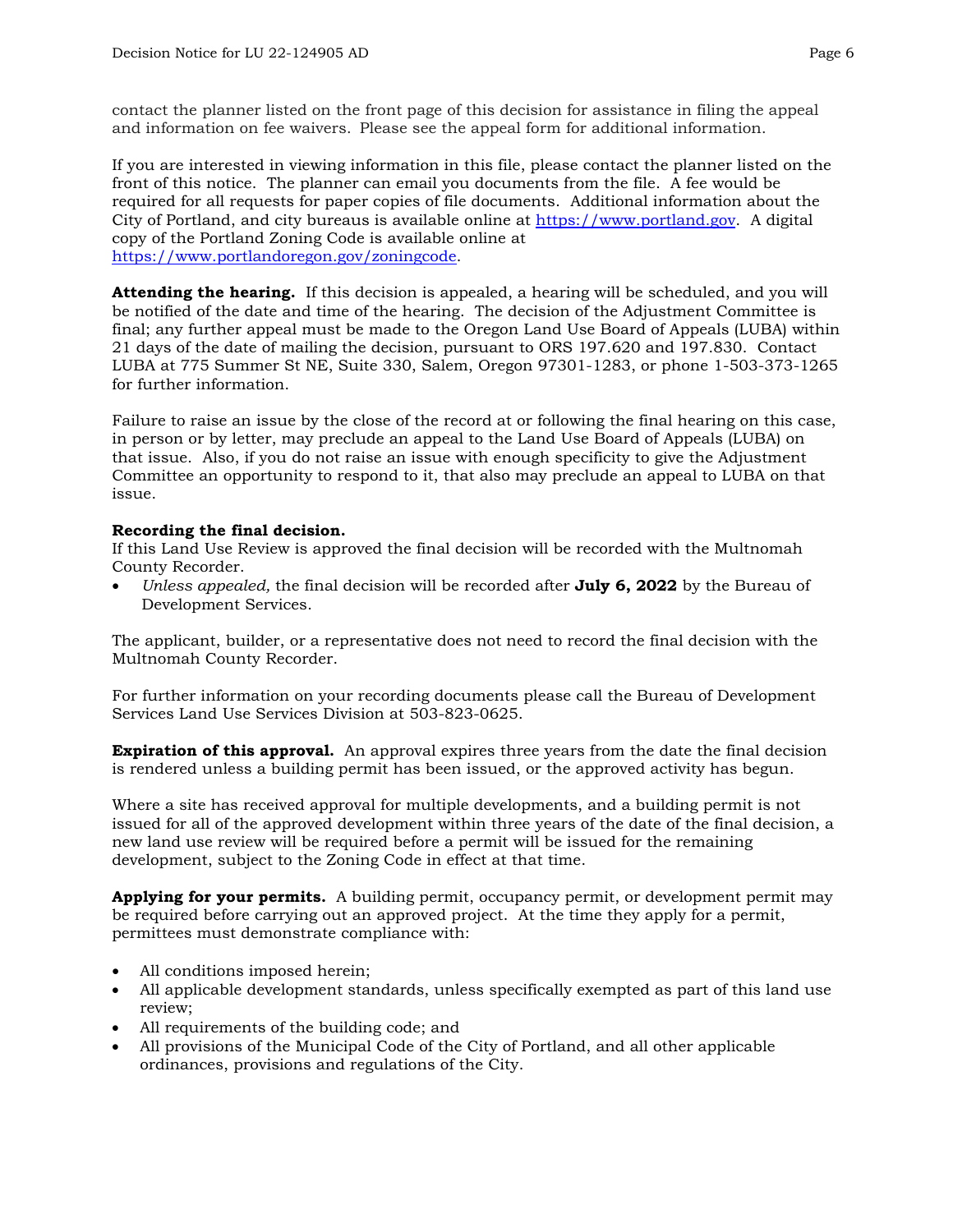contact the planner listed on the front page of this decision for assistance in filing the appeal and information on fee waivers. Please see the appeal form for additional information.

If you are interested in viewing information in this file, please contact the planner listed on the front of this notice. The planner can email you documents from the file. A fee would be required for all requests for paper copies of file documents. Additional information about the City of Portland, and city bureaus is available online at https://www.portland.gov. A digital copy of the Portland Zoning Code is available online at https://www.portlandoregon.gov/zoningcode.

**Attending the hearing.** If this decision is appealed, a hearing will be scheduled, and you will be notified of the date and time of the hearing. The decision of the Adjustment Committee is final; any further appeal must be made to the Oregon Land Use Board of Appeals (LUBA) within 21 days of the date of mailing the decision, pursuant to ORS 197.620 and 197.830. Contact LUBA at 775 Summer St NE, Suite 330, Salem, Oregon 97301-1283, or phone 1-503-373-1265 for further information.

Failure to raise an issue by the close of the record at or following the final hearing on this case, in person or by letter, may preclude an appeal to the Land Use Board of Appeals (LUBA) on that issue. Also, if you do not raise an issue with enough specificity to give the Adjustment Committee an opportunity to respond to it, that also may preclude an appeal to LUBA on that issue.

**Recording the final decision.**
If this Land Use Review is approved the final decision will be recorded with the Multnomah County Recorder.

- *Unless appealed,* the final decision will be recorded after **July 6, 2022** by the Bureau of Development Services.

The applicant, builder, or a representative does not need to record the final decision with the Multnomah County Recorder.

For further information on your recording documents please call the Bureau of Development Services Land Use Services Division at 503-823-0625.

**Expiration of this approval.** An approval expires three years from the date the final decision is rendered unless a building permit has been issued, or the approved activity has begun.

Where a site has received approval for multiple developments, and a building permit is not issued for all of the approved development within three years of the date of the final decision, a new land use review will be required before a permit will be issued for the remaining development, subject to the Zoning Code in effect at that time.

**Applying for your permits.** A building permit, occupancy permit, or development permit may be required before carrying out an approved project. At the time they apply for a permit, permittees must demonstrate compliance with:

- All conditions imposed herein;
- All applicable development standards, unless specifically exempted as part of this land use review;
- All requirements of the building code; and
- All provisions of the Municipal Code of the City of Portland, and all other applicable ordinances, provisions and regulations of the City.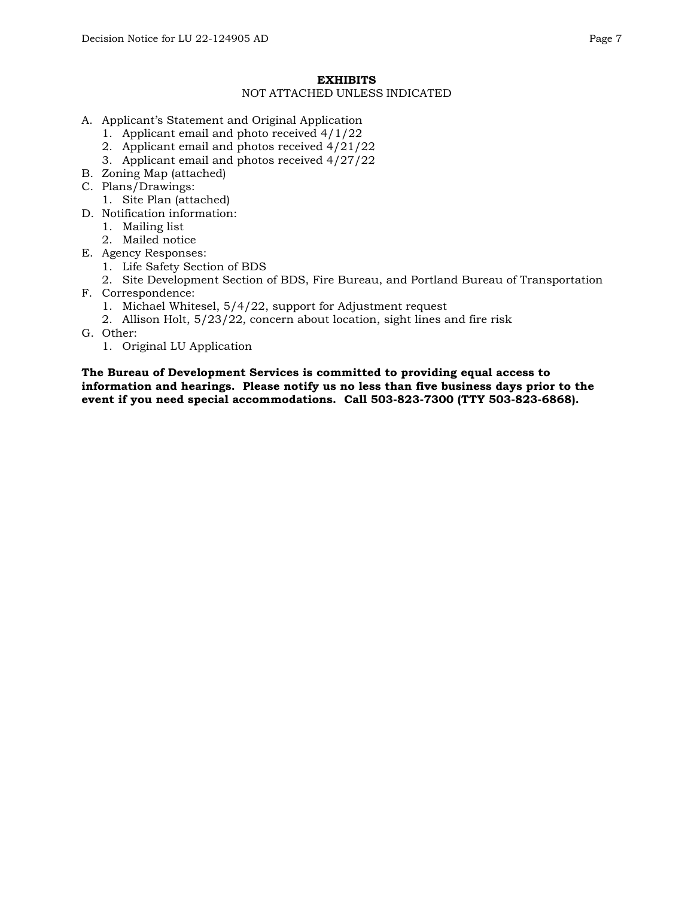**EXHIBITS**

NOT ATTACHED UNLESS INDICATED

A. Applicant's Statement and Original Application
   1. Applicant email and photo received 4/1/22
   2. Applicant email and photos received 4/21/22
   3. Applicant email and photos received 4/27/22
B. Zoning Map (attached)
C. Plans/Drawings:
   1. Site Plan (attached)
D. Notification information:
   1. Mailing list
   2. Mailed notice
E. Agency Responses:
   1. Life Safety Section of BDS
   2. Site Development Section of BDS, Fire Bureau, and Portland Bureau of Transportation
F. Correspondence:
   1. Michael Whitesel, 5/4/22, support for Adjustment request
   2. Allison Holt, 5/23/22, concern about location, sight lines and fire risk
G. Other:
   1. Original LU Application

**The Bureau of Development Services is committed to providing equal access to information and hearings. Please notify us no less than five business days prior to the event if you need special accommodations. Call 503-823-7300 (TTY 503-823-6868).**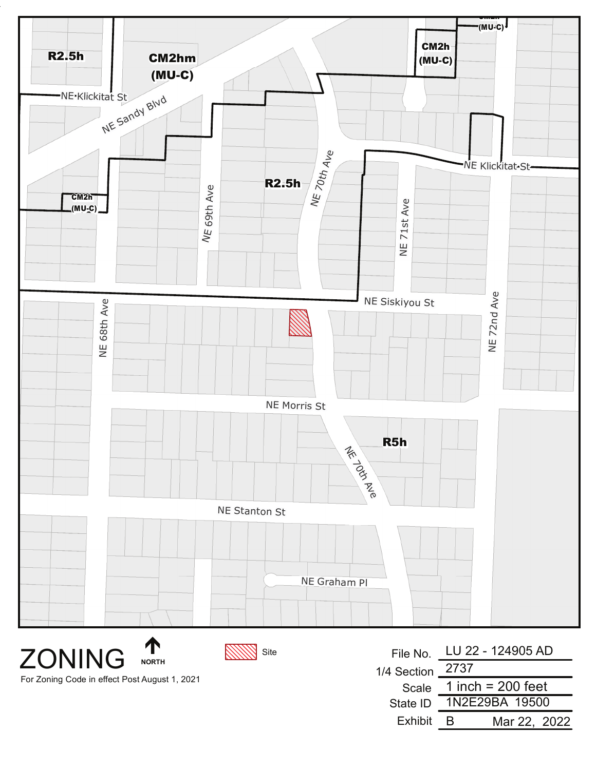R2.5h

CM2hm
(MU-C)

CM2h
(MU-C)

CM2h
(MU-C)

NE Klickitat St

NE Sandy Blvd

NE 69th Ave

R2.5h

NE 70th Ave

NE 71st Ave

NE Klickitat St

NE 72nd Ave

NE Siskiyou St

NE 68th Ave

NE Morris St

R5h

NE 70th Ave

NE Stanton St

NE Graham Pl

# ZONING

NORTH

For Zoning Code in effect Post August 1, 2021

Site

| | |
|---|---|
| File No. | LU 22 - 124905 AD |
| 1/4 Section | 2737 |
| Scale | 1 inch = 200 feet |
| State ID | 1N2E29BA 19500 |
| Exhibit | B Mar 22, 2022 |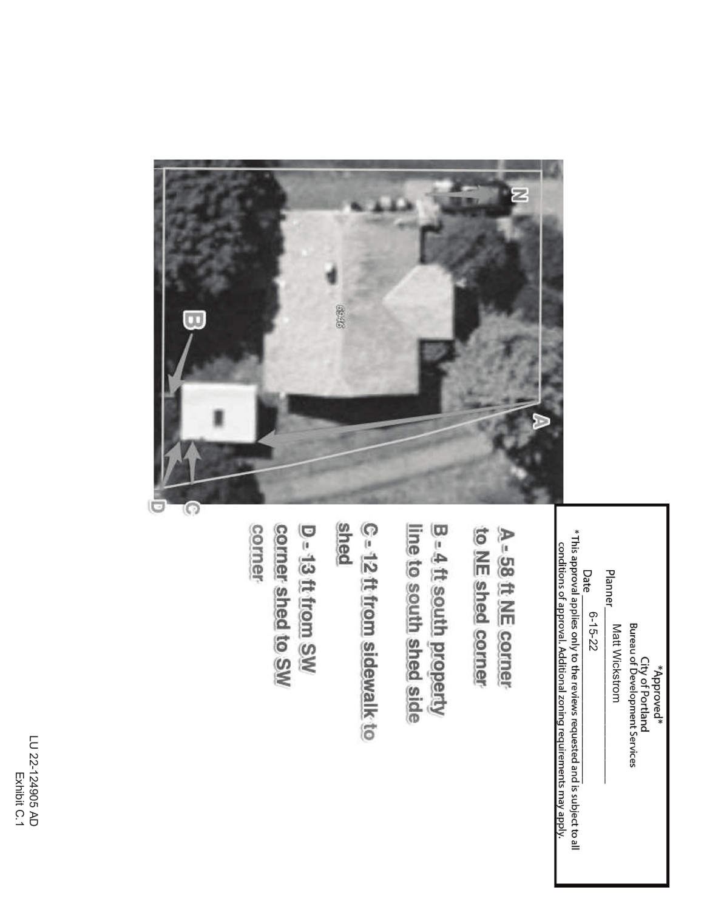\*Approved\*
City of Portland
Bureau of Development Services

Planner Matt Wickstrom

Date 6-15-22

\* This approval applies only to the reviews requested and is subject to all conditions of approval. Additional zoning requirements may apply.

N

6946

A

B

C

D

**A - 58 ft NE corner to NE shed corner**

**B - 4 ft south property line to south shed side**

**C - 12 ft from sidewalk to shed**

**D - 13 ft from SW corner shed to SW corner**

LU 22-124905 AD
Exhibit C.1